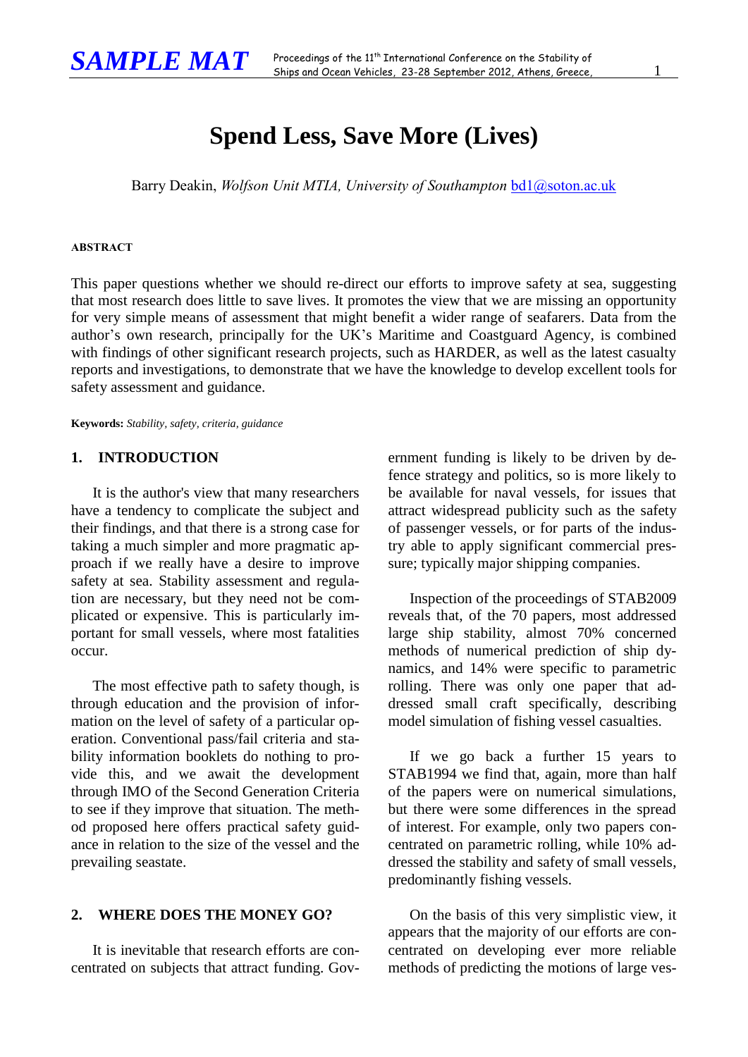# Spend Less, Save More (Lives)

Barry Deakin, *Wolfson Unit MTIA, University of Southampton* bd1@soton.ac.uk

**ABSTRACT**

This paper questions whether we should re-direct our efforts to improve safety at sea, suggesting that most research does little to save lives. It promotes the view that we are missing an opportunity for very simple means of assessment that might benefit a wider range of seafarers. Data from the author's own research, principally for the UK's Maritime and Coastguard Agency, is combined with findings of other significant research projects, such as HARDER, as well as the latest casualty reports and investigations, to demonstrate that we have the knowledge to develop excellent tools for safety assessment and guidance.

**Keywords:** *Stability, safety, criteria, guidance*

## 1. INTRODUCTION

It is the author's view that many researchers have a tendency to complicate the subject and their findings, and that there is a strong case for taking a much simpler and more pragmatic approach if we really have a desire to improve safety at sea. Stability assessment and regulation are necessary, but they need not be complicated or expensive. This is particularly important for small vessels, where most fatalities occur.

The most effective path to safety though, is through education and the provision of information on the level of safety of a particular operation. Conventional pass/fail criteria and stability information booklets do nothing to provide this, and we await the development through IMO of the Second Generation Criteria to see if they improve that situation. The method proposed here offers practical safety guidance in relation to the size of the vessel and the prevailing seastate.

## 2. WHERE DOES THE MONEY GO?

It is inevitable that research efforts are concentrated on subjects that attract funding. Government funding is likely to be driven by defence strategy and politics, so is more likely to be available for naval vessels, for issues that attract widespread publicity such as the safety of passenger vessels, or for parts of the industry able to apply significant commercial pressure; typically major shipping companies.

Inspection of the proceedings of STAB2009 reveals that, of the 70 papers, most addressed large ship stability, almost 70% concerned methods of numerical prediction of ship dynamics, and 14% were specific to parametric rolling. There was only one paper that addressed small craft specifically, describing model simulation of fishing vessel casualties.

If we go back a further 15 years to STAB1994 we find that, again, more than half of the papers were on numerical simulations, but there were some differences in the spread of interest. For example, only two papers concentrated on parametric rolling, while 10% addressed the stability and safety of small vessels, predominantly fishing vessels.

On the basis of this very simplistic view, it appears that the majority of our efforts are concentrated on developing ever more reliable methods of predicting the motions of large ves-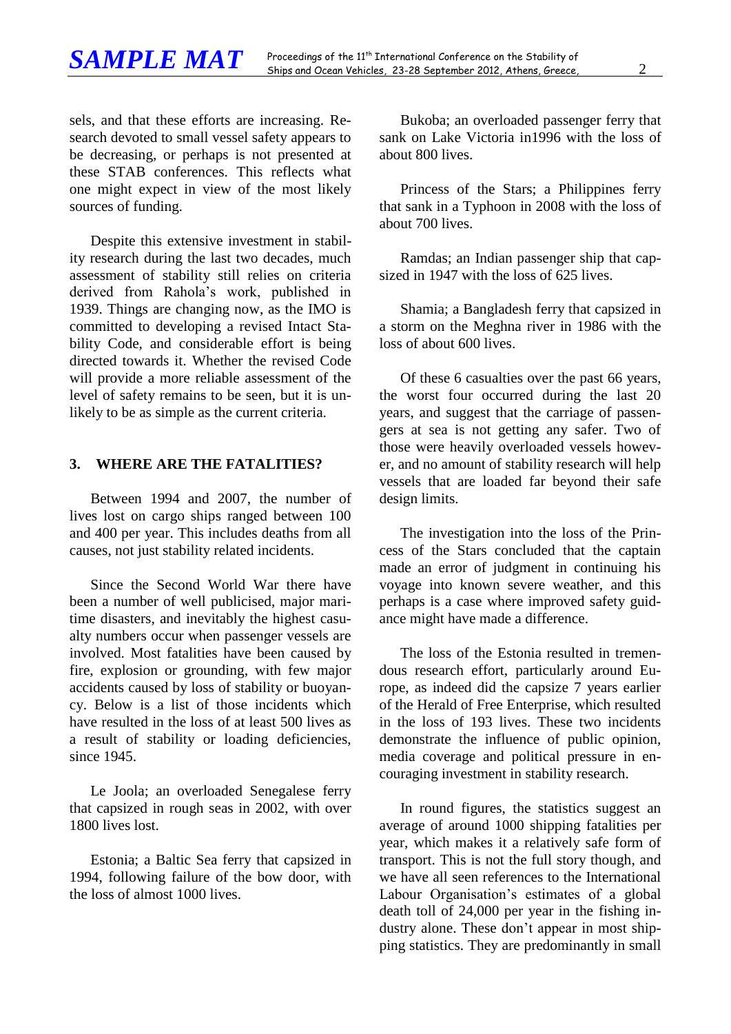sels, and that these efforts are increasing. Research devoted to small vessel safety appears to be decreasing, or perhaps is not presented at these STAB conferences. This reflects what one might expect in view of the most likely sources of funding.

Despite this extensive investment in stability research during the last two decades, much assessment of stability still relies on criteria derived from Rahola's work, published in 1939. Things are changing now, as the IMO is committed to developing a revised Intact Stability Code, and considerable effort is being directed towards it. Whether the revised Code will provide a more reliable assessment of the level of safety remains to be seen, but it is unlikely to be as simple as the current criteria.

## 3. WHERE ARE THE FATALITIES?

Between 1994 and 2007, the number of lives lost on cargo ships ranged between 100 and 400 per year. This includes deaths from all causes, not just stability related incidents.

Since the Second World War there have been a number of well publicised, major maritime disasters, and inevitably the highest casualty numbers occur when passenger vessels are involved. Most fatalities have been caused by fire, explosion or grounding, with few major accidents caused by loss of stability or buoyancy. Below is a list of those incidents which have resulted in the loss of at least 500 lives as a result of stability or loading deficiencies, since 1945.

Le Joola; an overloaded Senegalese ferry that capsized in rough seas in 2002, with over 1800 lives lost.

Estonia; a Baltic Sea ferry that capsized in 1994, following failure of the bow door, with the loss of almost 1000 lives.

Bukoba; an overloaded passenger ferry that sank on Lake Victoria in1996 with the loss of about 800 lives.

Princess of the Stars; a Philippines ferry that sank in a Typhoon in 2008 with the loss of about 700 lives.

Ramdas; an Indian passenger ship that capsized in 1947 with the loss of 625 lives.

Shamia; a Bangladesh ferry that capsized in a storm on the Meghna river in 1986 with the loss of about 600 lives.

Of these 6 casualties over the past 66 years, the worst four occurred during the last 20 years, and suggest that the carriage of passengers at sea is not getting any safer. Two of those were heavily overloaded vessels however, and no amount of stability research will help vessels that are loaded far beyond their safe design limits.

The investigation into the loss of the Princess of the Stars concluded that the captain made an error of judgment in continuing his voyage into known severe weather, and this perhaps is a case where improved safety guidance might have made a difference.

The loss of the Estonia resulted in tremendous research effort, particularly around Europe, as indeed did the capsize 7 years earlier of the Herald of Free Enterprise, which resulted in the loss of 193 lives. These two incidents demonstrate the influence of public opinion, media coverage and political pressure in encouraging investment in stability research.

In round figures, the statistics suggest an average of around 1000 shipping fatalities per year, which makes it a relatively safe form of transport. This is not the full story though, and we have all seen references to the International Labour Organisation's estimates of a global death toll of 24,000 per year in the fishing industry alone. These don't appear in most shipping statistics. They are predominantly in small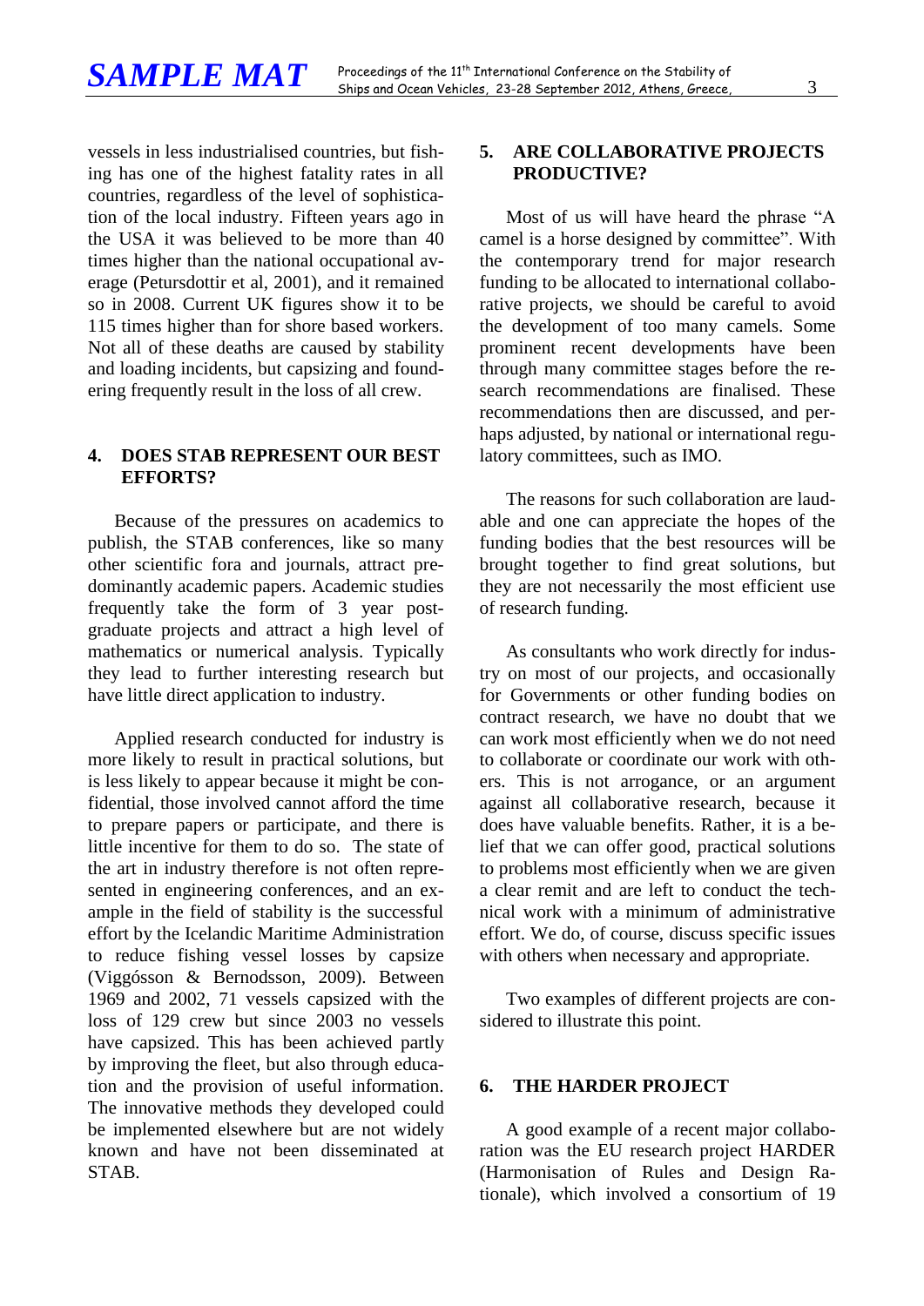vessels in less industrialised countries, but fishing has one of the highest fatality rates in all countries, regardless of the level of sophistication of the local industry. Fifteen years ago in the USA it was believed to be more than 40 times higher than the national occupational average (Petursdottir et al, 2001), and it remained so in 2008. Current UK figures show it to be 115 times higher than for shore based workers. Not all of these deaths are caused by stability and loading incidents, but capsizing and foundering frequently result in the loss of all crew.

## 4. DOES STAB REPRESENT OUR BEST EFFORTS?

Because of the pressures on academics to publish, the STAB conferences, like so many other scientific fora and journals, attract predominantly academic papers. Academic studies frequently take the form of 3 year postgraduate projects and attract a high level of mathematics or numerical analysis. Typically they lead to further interesting research but have little direct application to industry.

Applied research conducted for industry is more likely to result in practical solutions, but is less likely to appear because it might be confidential, those involved cannot afford the time to prepare papers or participate, and there is little incentive for them to do so. The state of the art in industry therefore is not often represented in engineering conferences, and an example in the field of stability is the successful effort by the Icelandic Maritime Administration to reduce fishing vessel losses by capsize (Viggósson & Bernodsson, 2009). Between 1969 and 2002, 71 vessels capsized with the loss of 129 crew but since 2003 no vessels have capsized. This has been achieved partly by improving the fleet, but also through education and the provision of useful information. The innovative methods they developed could be implemented elsewhere but are not widely known and have not been disseminated at STAB.

## 5. ARE COLLABORATIVE PROJECTS PRODUCTIVE?

Most of us will have heard the phrase "A camel is a horse designed by committee". With the contemporary trend for major research funding to be allocated to international collaborative projects, we should be careful to avoid the development of too many camels. Some prominent recent developments have been through many committee stages before the research recommendations are finalised. These recommendations then are discussed, and perhaps adjusted, by national or international regulatory committees, such as IMO.

The reasons for such collaboration are laudable and one can appreciate the hopes of the funding bodies that the best resources will be brought together to find great solutions, but they are not necessarily the most efficient use of research funding.

As consultants who work directly for industry on most of our projects, and occasionally for Governments or other funding bodies on contract research, we have no doubt that we can work most efficiently when we do not need to collaborate or coordinate our work with others. This is not arrogance, or an argument against all collaborative research, because it does have valuable benefits. Rather, it is a belief that we can offer good, practical solutions to problems most efficiently when we are given a clear remit and are left to conduct the technical work with a minimum of administrative effort. We do, of course, discuss specific issues with others when necessary and appropriate.

Two examples of different projects are considered to illustrate this point.

## 6. THE HARDER PROJECT

A good example of a recent major collaboration was the EU research project HARDER (Harmonisation of Rules and Design Rationale), which involved a consortium of 19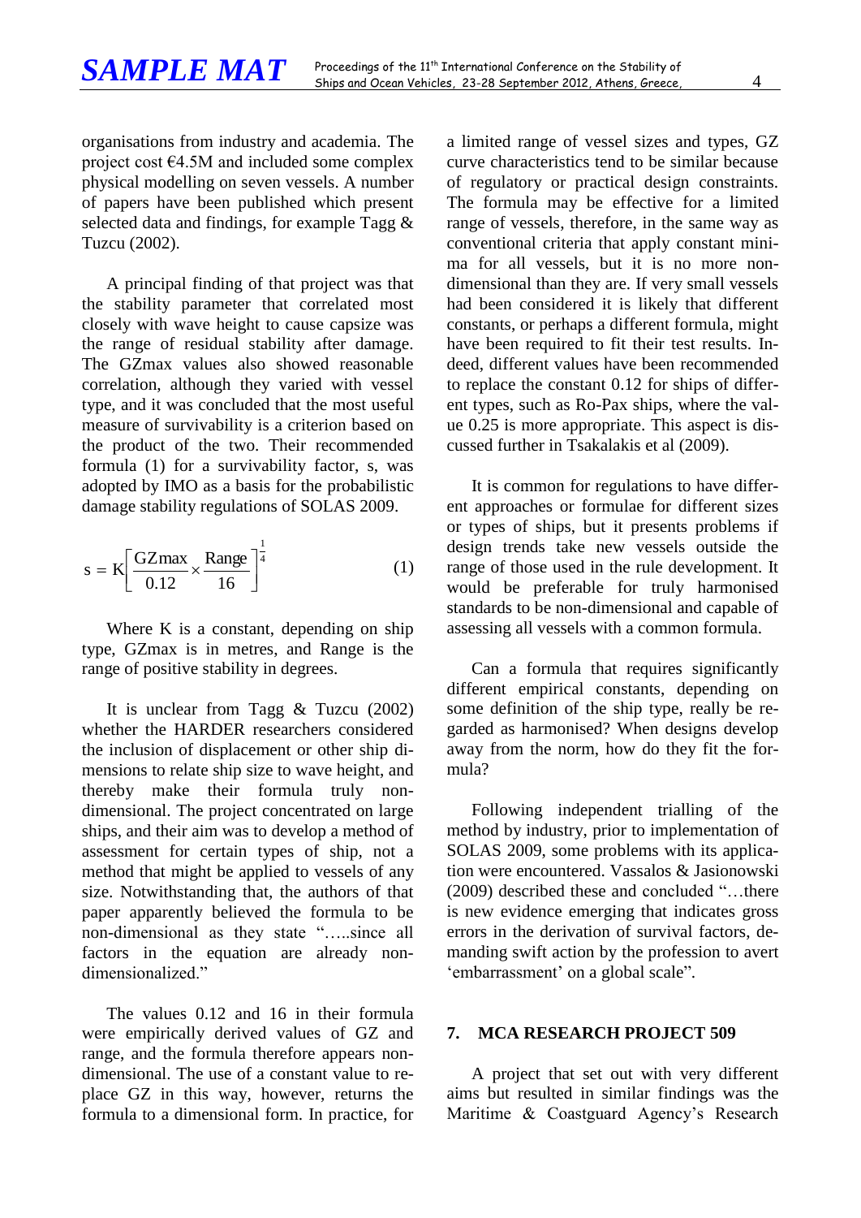organisations from industry and academia. The project cost €4.5M and included some complex physical modelling on seven vessels. A number of papers have been published which present selected data and findings, for example Tagg & Tuzcu (2002).

A principal finding of that project was that the stability parameter that correlated most closely with wave height to cause capsize was the range of residual stability after damage. The GZmax values also showed reasonable correlation, although they varied with vessel type, and it was concluded that the most useful measure of survivability is a criterion based on the product of the two. Their recommended formula (1) for a survivability factor, s, was adopted by IMO as a basis for the probabilistic damage stability regulations of SOLAS 2009.

$$s = K\left[\frac{\text{GZmax}}{0.12} \times \frac{\text{Range}}{16}\right]^{\frac{1}{4}} \tag{1}$$

Where K is a constant, depending on ship type, GZmax is in metres, and Range is the range of positive stability in degrees.

It is unclear from Tagg & Tuzcu (2002) whether the HARDER researchers considered the inclusion of displacement or other ship dimensions to relate ship size to wave height, and thereby make their formula truly non-dimensional. The project concentrated on large ships, and their aim was to develop a method of assessment for certain types of ship, not a method that might be applied to vessels of any size. Notwithstanding that, the authors of that paper apparently believed the formula to be non-dimensional as they state "…..since all factors in the equation are already non-dimensionalized."

The values 0.12 and 16 in their formula were empirically derived values of GZ and range, and the formula therefore appears non-dimensional. The use of a constant value to replace GZ in this way, however, returns the formula to a dimensional form. In practice, for a limited range of vessel sizes and types, GZ curve characteristics tend to be similar because of regulatory or practical design constraints. The formula may be effective for a limited range of vessels, therefore, in the same way as conventional criteria that apply constant minima for all vessels, but it is no more non-dimensional than they are. If very small vessels had been considered it is likely that different constants, or perhaps a different formula, might have been required to fit their test results. Indeed, different values have been recommended to replace the constant 0.12 for ships of different types, such as Ro-Pax ships, where the value 0.25 is more appropriate. This aspect is discussed further in Tsakalakis et al (2009).

It is common for regulations to have different approaches or formulae for different sizes or types of ships, but it presents problems if design trends take new vessels outside the range of those used in the rule development. It would be preferable for truly harmonised standards to be non-dimensional and capable of assessing all vessels with a common formula.

Can a formula that requires significantly different empirical constants, depending on some definition of the ship type, really be regarded as harmonised? When designs develop away from the norm, how do they fit the formula?

Following independent trialling of the method by industry, prior to implementation of SOLAS 2009, some problems with its application were encountered. Vassalos & Jasionowski (2009) described these and concluded "…there is new evidence emerging that indicates gross errors in the derivation of survival factors, demanding swift action by the profession to avert 'embarrassment' on a global scale".

## 7. MCA RESEARCH PROJECT 509

A project that set out with very different aims but resulted in similar findings was the Maritime & Coastguard Agency's Research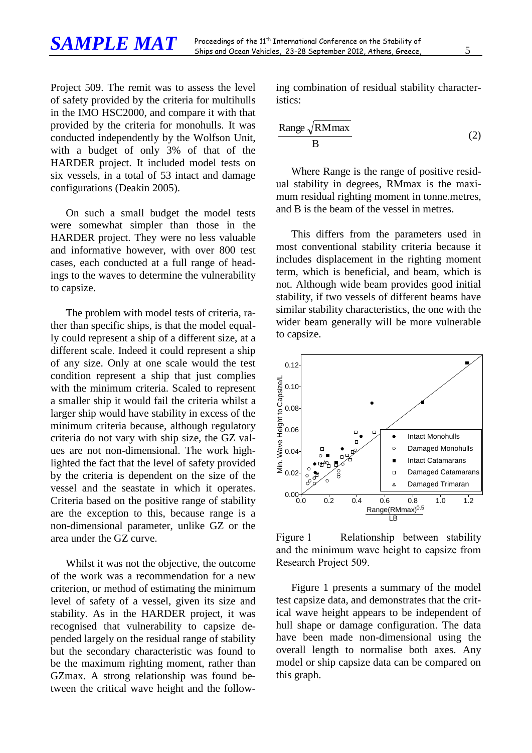Project 509. The remit was to assess the level of safety provided by the criteria for multihulls in the IMO HSC2000, and compare it with that provided by the criteria for monohulls. It was conducted independently by the Wolfson Unit, with a budget of only 3% of that of the HARDER project. It included model tests on six vessels, in a total of 53 intact and damage configurations (Deakin 2005).

On such a small budget the model tests were somewhat simpler than those in the HARDER project. They were no less valuable and informative however, with over 800 test cases, each conducted at a full range of headings to the waves to determine the vulnerability to capsize.

The problem with model tests of criteria, rather than specific ships, is that the model equally could represent a ship of a different size, at a different scale. Indeed it could represent a ship of any size. Only at one scale would the test condition represent a ship that just complies with the minimum criteria. Scaled to represent a smaller ship it would fail the criteria whilst a larger ship would have stability in excess of the minimum criteria because, although regulatory criteria do not vary with ship size, the GZ values are not non-dimensional. The work highlighted the fact that the level of safety provided by the criteria is dependent on the size of the vessel and the seastate in which it operates. Criteria based on the positive range of stability are the exception to this, because range is a non-dimensional parameter, unlike GZ or the area under the GZ curve.

Whilst it was not the objective, the outcome of the work was a recommendation for a new criterion, or method of estimating the minimum level of safety of a vessel, given its size and stability. As in the HARDER project, it was recognised that vulnerability to capsize depended largely on the residual range of stability but the secondary characteristic was found to be the maximum righting moment, rather than GZmax. A strong relationship was found between the critical wave height and the following combination of residual stability characteristics:

$$\frac{\text{Range}\sqrt{\text{RMmax}}}{\text{B}} \qquad (2)$$

Where Range is the range of positive residual stability in degrees, RMmax is the maximum residual righting moment in tonne.metres, and B is the beam of the vessel in metres.

This differs from the parameters used in most conventional stability criteria because it includes displacement in the righting moment term, which is beneficial, and beam, which is not. Although wide beam provides good initial stability, if two vessels of different beams have similar stability characteristics, the one with the wider beam generally will be more vulnerable to capsize.

Figure 1 Relationship between stability and the minimum wave height to capsize from Research Project 509.

Figure 1 presents a summary of the model test capsize data, and demonstrates that the critical wave height appears to be independent of hull shape or damage configuration. The data have been made non-dimensional using the overall length to normalise both axes. Any model or ship capsize data can be compared on this graph.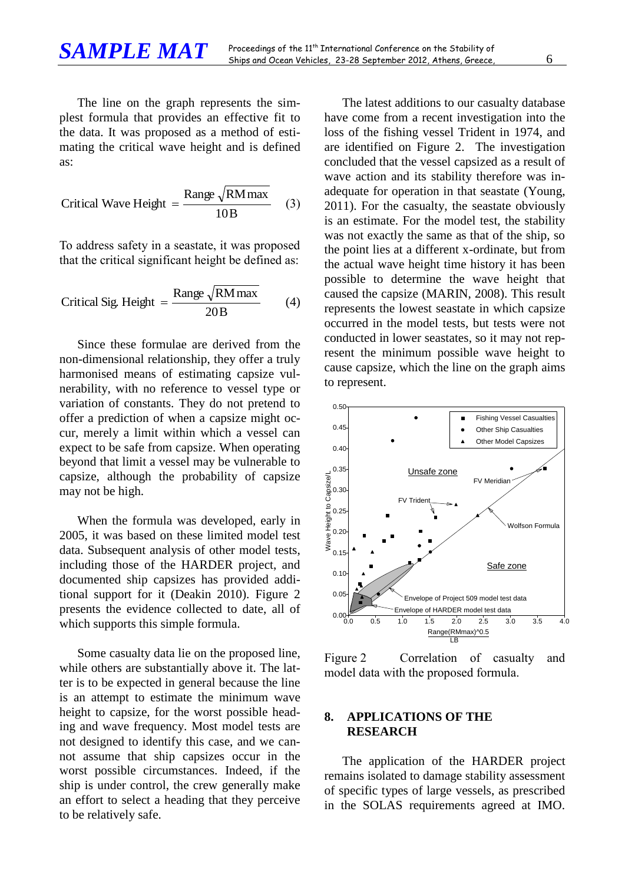The line on the graph represents the simplest formula that provides an effective fit to the data. It was proposed as a method of estimating the critical wave height and is defined as:

$$\text{Critical Wave Height} = \frac{\text{Range}\sqrt{\text{RM}\max}}{10\text{B}} \quad (3)$$

To address safety in a seastate, it was proposed that the critical significant height be defined as:

$$\text{Critical Sig. Height} = \frac{\text{Range}\sqrt{\text{RM}\max}}{20\text{B}} \quad (4)$$

Since these formulae are derived from the non-dimensional relationship, they offer a truly harmonised means of estimating capsize vulnerability, with no reference to vessel type or variation of constants. They do not pretend to offer a prediction of when a capsize might occur, merely a limit within which a vessel can expect to be safe from capsize. When operating beyond that limit a vessel may be vulnerable to capsize, although the probability of capsize may not be high.

When the formula was developed, early in 2005, it was based on these limited model test data. Subsequent analysis of other model tests, including those of the HARDER project, and documented ship capsizes has provided additional support for it (Deakin 2010). Figure 2 presents the evidence collected to date, all of which supports this simple formula.

Some casualty data lie on the proposed line, while others are substantially above it. The latter is to be expected in general because the line is an attempt to estimate the minimum wave height to capsize, for the worst possible heading and wave frequency. Most model tests are not designed to identify this case, and we cannot assume that ship capsizes occur in the worst possible circumstances. Indeed, if the ship is under control, the crew generally make an effort to select a heading that they perceive to be relatively safe.

The latest additions to our casualty database have come from a recent investigation into the loss of the fishing vessel Trident in 1974, and are identified on Figure 2. The investigation concluded that the vessel capsized as a result of wave action and its stability therefore was inadequate for operation in that seastate (Young, 2011). For the casualty, the seastate obviously is an estimate. For the model test, the stability was not exactly the same as that of the ship, so the point lies at a different x-ordinate, but from the actual wave height time history it has been possible to determine the wave height that caused the capsize (MARIN, 2008). This result represents the lowest seastate in which capsize occurred in the model tests, but tests were not conducted in lower seastates, so it may not represent the minimum possible wave height to cause capsize, which the line on the graph aims to represent.

Figure 2 Correlation of casualty and model data with the proposed formula.

## 8. APPLICATIONS OF THE RESEARCH

The application of the HARDER project remains isolated to damage stability assessment of specific types of large vessels, as prescribed in the SOLAS requirements agreed at IMO.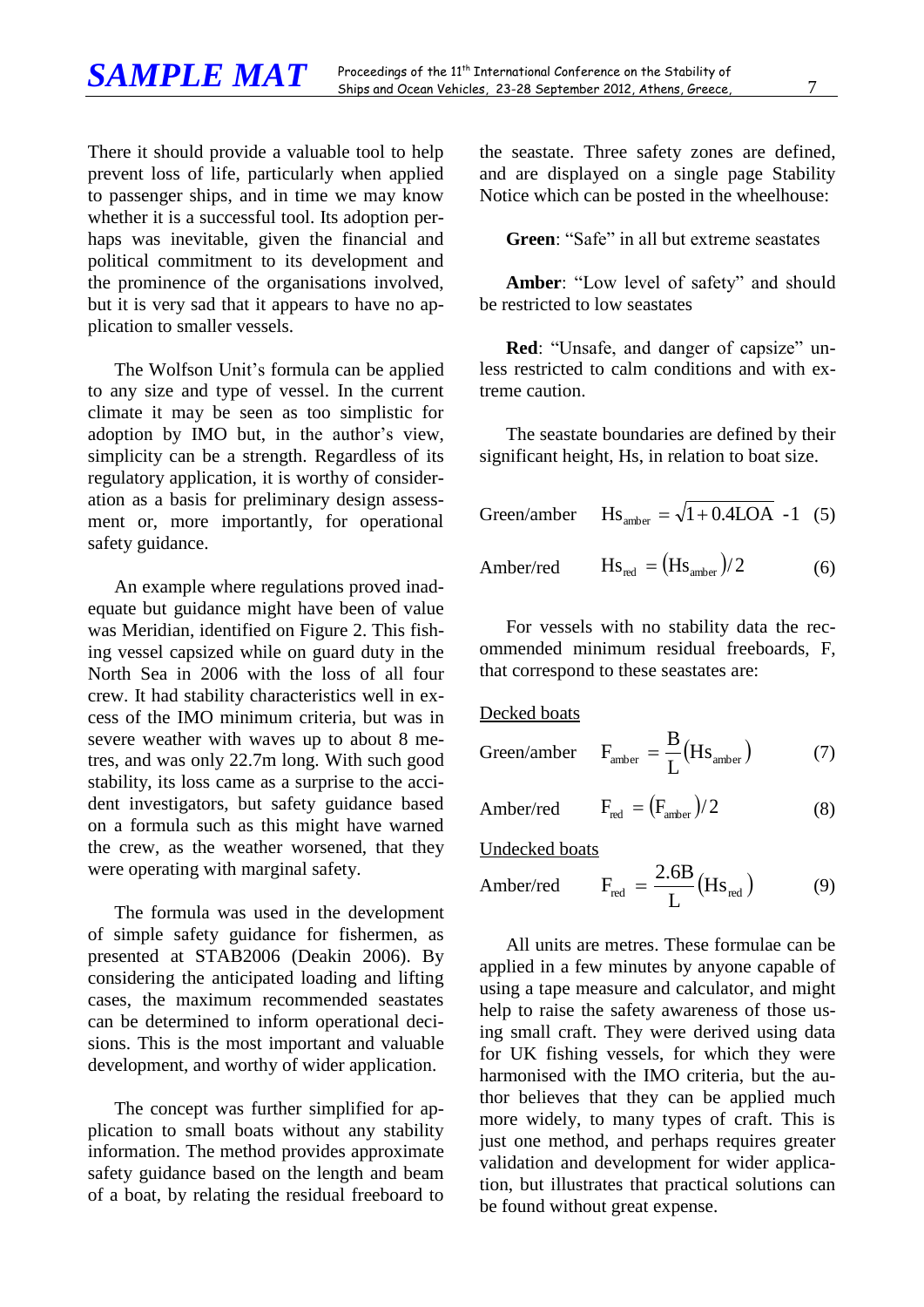There it should provide a valuable tool to help prevent loss of life, particularly when applied to passenger ships, and in time we may know whether it is a successful tool. Its adoption perhaps was inevitable, given the financial and political commitment to its development and the prominence of the organisations involved, but it is very sad that it appears to have no application to smaller vessels.

The Wolfson Unit's formula can be applied to any size and type of vessel. In the current climate it may be seen as too simplistic for adoption by IMO but, in the author's view, simplicity can be a strength. Regardless of its regulatory application, it is worthy of consideration as a basis for preliminary design assessment or, more importantly, for operational safety guidance.

An example where regulations proved inadequate but guidance might have been of value was Meridian, identified on Figure 2. This fishing vessel capsized while on guard duty in the North Sea in 2006 with the loss of all four crew. It had stability characteristics well in excess of the IMO minimum criteria, but was in severe weather with waves up to about 8 metres, and was only 22.7m long. With such good stability, its loss came as a surprise to the accident investigators, but safety guidance based on a formula such as this might have warned the crew, as the weather worsened, that they were operating with marginal safety.

The formula was used in the development of simple safety guidance for fishermen, as presented at STAB2006 (Deakin 2006). By considering the anticipated loading and lifting cases, the maximum recommended seastates can be determined to inform operational decisions. This is the most important and valuable development, and worthy of wider application.

The concept was further simplified for application to small boats without any stability information. The method provides approximate safety guidance based on the length and beam of a boat, by relating the residual freeboard to the seastate. Three safety zones are defined, and are displayed on a single page Stability Notice which can be posted in the wheelhouse:

**Green**: "Safe" in all but extreme seastates

**Amber**: "Low level of safety" and should be restricted to low seastates

**Red**: "Unsafe, and danger of capsize" unless restricted to calm conditions and with extreme caution.

The seastate boundaries are defined by their significant height, Hs, in relation to boat size.

Green/amber $$Hs_{amber} = \sqrt{1 + 0.4LOA} - 1 \quad (5)$$

Amber/red $$Hs_{red} = (Hs_{amber})/2 \quad (6)$$

For vessels with no stability data the recommended minimum residual freeboards, F, that correspond to these seastates are:

<u>Decked boats</u>

Green/amber $$F_{amber} = \frac{B}{L}(Hs_{amber}) \quad (7)$$

Amber/red $$F_{red} = (F_{amber})/2 \quad (8)$$

<u>Undecked boats</u>

Amber/red $$F_{red} = \frac{2.6B}{L}(Hs_{red}) \quad (9)$$

All units are metres. These formulae can be applied in a few minutes by anyone capable of using a tape measure and calculator, and might help to raise the safety awareness of those using small craft. They were derived using data for UK fishing vessels, for which they were harmonised with the IMO criteria, but the author believes that they can be applied much more widely, to many types of craft. This is just one method, and perhaps requires greater validation and development for wider application, but illustrates that practical solutions can be found without great expense.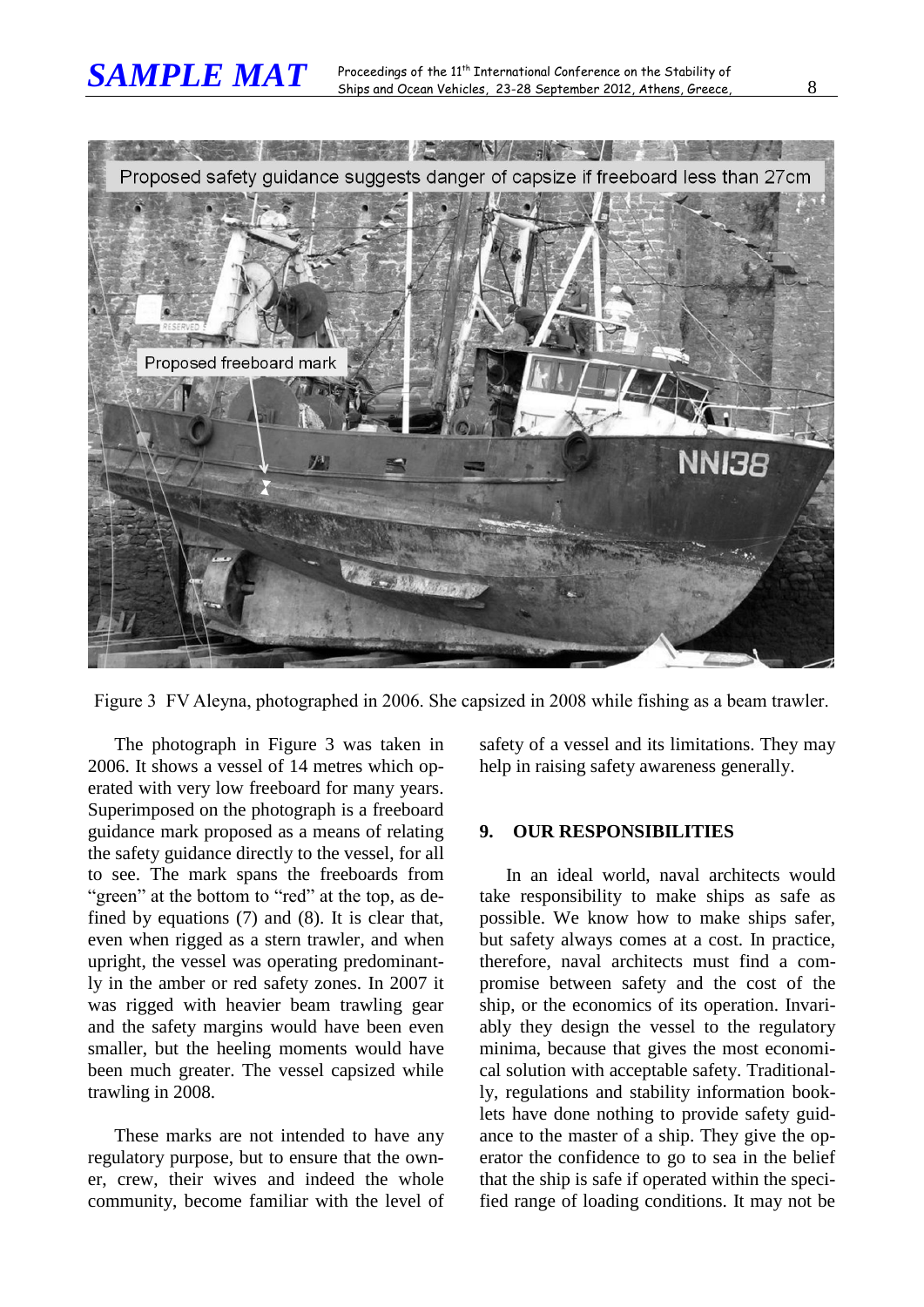Figure 3 FV Aleyna, photographed in 2006. She capsized in 2008 while fishing as a beam trawler.

The photograph in Figure 3 was taken in 2006. It shows a vessel of 14 metres which operated with very low freeboard for many years. Superimposed on the photograph is a freeboard guidance mark proposed as a means of relating the safety guidance directly to the vessel, for all to see. The mark spans the freeboards from "green" at the bottom to "red" at the top, as defined by equations (7) and (8). It is clear that, even when rigged as a stern trawler, and when upright, the vessel was operating predominantly in the amber or red safety zones. In 2007 it was rigged with heavier beam trawling gear and the safety margins would have been even smaller, but the heeling moments would have been much greater. The vessel capsized while trawling in 2008.

These marks are not intended to have any regulatory purpose, but to ensure that the owner, crew, their wives and indeed the whole community, become familiar with the level of safety of a vessel and its limitations. They may help in raising safety awareness generally.

## 9. OUR RESPONSIBILITIES

In an ideal world, naval architects would take responsibility to make ships as safe as possible. We know how to make ships safer, but safety always comes at a cost. In practice, therefore, naval architects must find a compromise between safety and the cost of the ship, or the economics of its operation. Invariably they design the vessel to the regulatory minima, because that gives the most economical solution with acceptable safety. Traditionally, regulations and stability information booklets have done nothing to provide safety guidance to the master of a ship. They give the operator the confidence to go to sea in the belief that the ship is safe if operated within the specified range of loading conditions. It may not be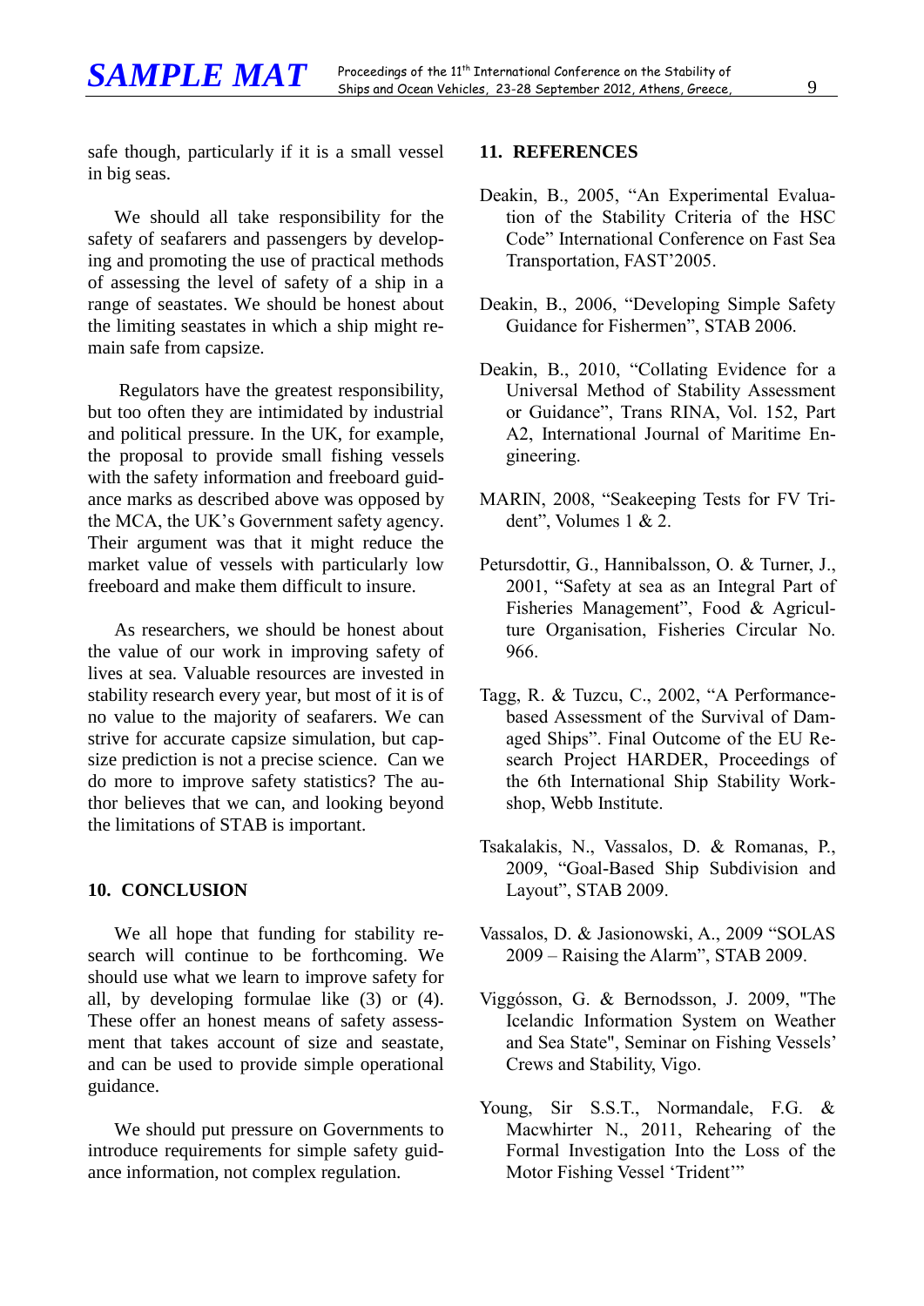safe though, particularly if it is a small vessel in big seas.

We should all take responsibility for the safety of seafarers and passengers by developing and promoting the use of practical methods of assessing the level of safety of a ship in a range of seastates. We should be honest about the limiting seastates in which a ship might remain safe from capsize.

Regulators have the greatest responsibility, but too often they are intimidated by industrial and political pressure. In the UK, for example, the proposal to provide small fishing vessels with the safety information and freeboard guidance marks as described above was opposed by the MCA, the UK's Government safety agency. Their argument was that it might reduce the market value of vessels with particularly low freeboard and make them difficult to insure.

As researchers, we should be honest about the value of our work in improving safety of lives at sea. Valuable resources are invested in stability research every year, but most of it is of no value to the majority of seafarers. We can strive for accurate capsize simulation, but capsize prediction is not a precise science. Can we do more to improve safety statistics? The author believes that we can, and looking beyond the limitations of STAB is important.

## 10. CONCLUSION

We all hope that funding for stability research will continue to be forthcoming. We should use what we learn to improve safety for all, by developing formulae like (3) or (4). These offer an honest means of safety assessment that takes account of size and seastate, and can be used to provide simple operational guidance.

We should put pressure on Governments to introduce requirements for simple safety guidance information, not complex regulation.

## 11. REFERENCES

Deakin, B., 2005, "An Experimental Evaluation of the Stability Criteria of the HSC Code" International Conference on Fast Sea Transportation, FAST'2005.

Deakin, B., 2006, "Developing Simple Safety Guidance for Fishermen", STAB 2006.

Deakin, B., 2010, "Collating Evidence for a Universal Method of Stability Assessment or Guidance", Trans RINA, Vol. 152, Part A2, International Journal of Maritime Engineering.

MARIN, 2008, "Seakeeping Tests for FV Trident", Volumes 1 & 2.

Petursdottir, G., Hannibalsson, O. & Turner, J., 2001, "Safety at sea as an Integral Part of Fisheries Management", Food & Agriculture Organisation, Fisheries Circular No. 966.

Tagg, R. & Tuzcu, C., 2002, "A Performance-based Assessment of the Survival of Damaged Ships". Final Outcome of the EU Research Project HARDER, Proceedings of the 6th International Ship Stability Workshop, Webb Institute.

Tsakalakis, N., Vassalos, D. & Romanas, P., 2009, "Goal-Based Ship Subdivision and Layout", STAB 2009.

Vassalos, D. & Jasionowski, A., 2009 "SOLAS 2009 – Raising the Alarm", STAB 2009.

Viggósson, G. & Bernodsson, J. 2009, "The Icelandic Information System on Weather and Sea State", Seminar on Fishing Vessels' Crews and Stability, Vigo.

Young, Sir S.S.T., Normandale, F.G. & Macwhirter N., 2011, Rehearing of the Formal Investigation Into the Loss of the Motor Fishing Vessel 'Trident'"